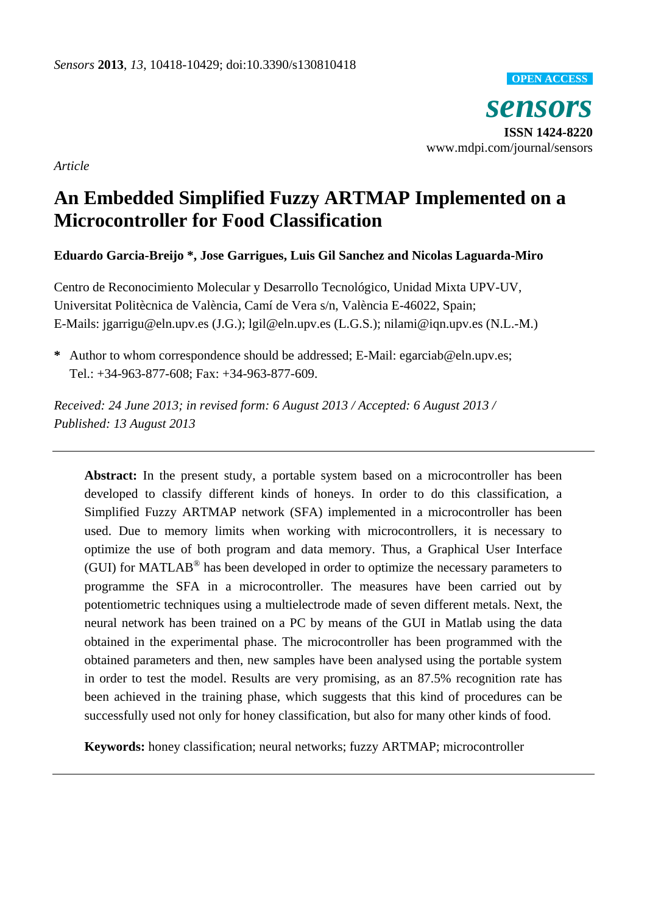*Article*

# An Embedded Simplified Fuzzy ARTMAP Implemented on a Microcontroller for Food Classification

**Eduardo Garcia-Breijo \*, Jose Garrigues, Luis Gil Sanchez and Nicolas Laguarda-Miro**

Centro de Reconocimiento Molecular y Desarrollo Tecnológico, Unidad Mixta UPV-UV, Universitat Politècnica de València, Camí de Vera s/n, València E-46022, Spain; E-Mails: jgarrigu@eln.upv.es (J.G.); lgil@eln.upv.es (L.G.S.); nilami@iqn.upv.es (N.L.-M.)

**\*** Author to whom correspondence should be addressed; E-Mail: egarciab@eln.upv.es; Tel.: +34-963-877-608; Fax: +34-963-877-609.

*Received: 24 June 2013; in revised form: 6 August 2013 / Accepted: 6 August 2013 / Published: 13 August 2013*

---

**Abstract:** In the present study, a portable system based on a microcontroller has been developed to classify different kinds of honeys. In order to do this classification, a Simplified Fuzzy ARTMAP network (SFA) implemented in a microcontroller has been used. Due to memory limits when working with microcontrollers, it is necessary to optimize the use of both program and data memory. Thus, a Graphical User Interface (GUI) for MATLAB® has been developed in order to optimize the necessary parameters to programme the SFA in a microcontroller. The measures have been carried out by potentiometric techniques using a multielectrode made of seven different metals. Next, the neural network has been trained on a PC by means of the GUI in Matlab using the data obtained in the experimental phase. The microcontroller has been programmed with the obtained parameters and then, new samples have been analysed using the portable system in order to test the model. Results are very promising, as an 87.5% recognition rate has been achieved in the training phase, which suggests that this kind of procedures can be successfully used not only for honey classification, but also for many other kinds of food.

**Keywords:** honey classification; neural networks; fuzzy ARTMAP; microcontroller

---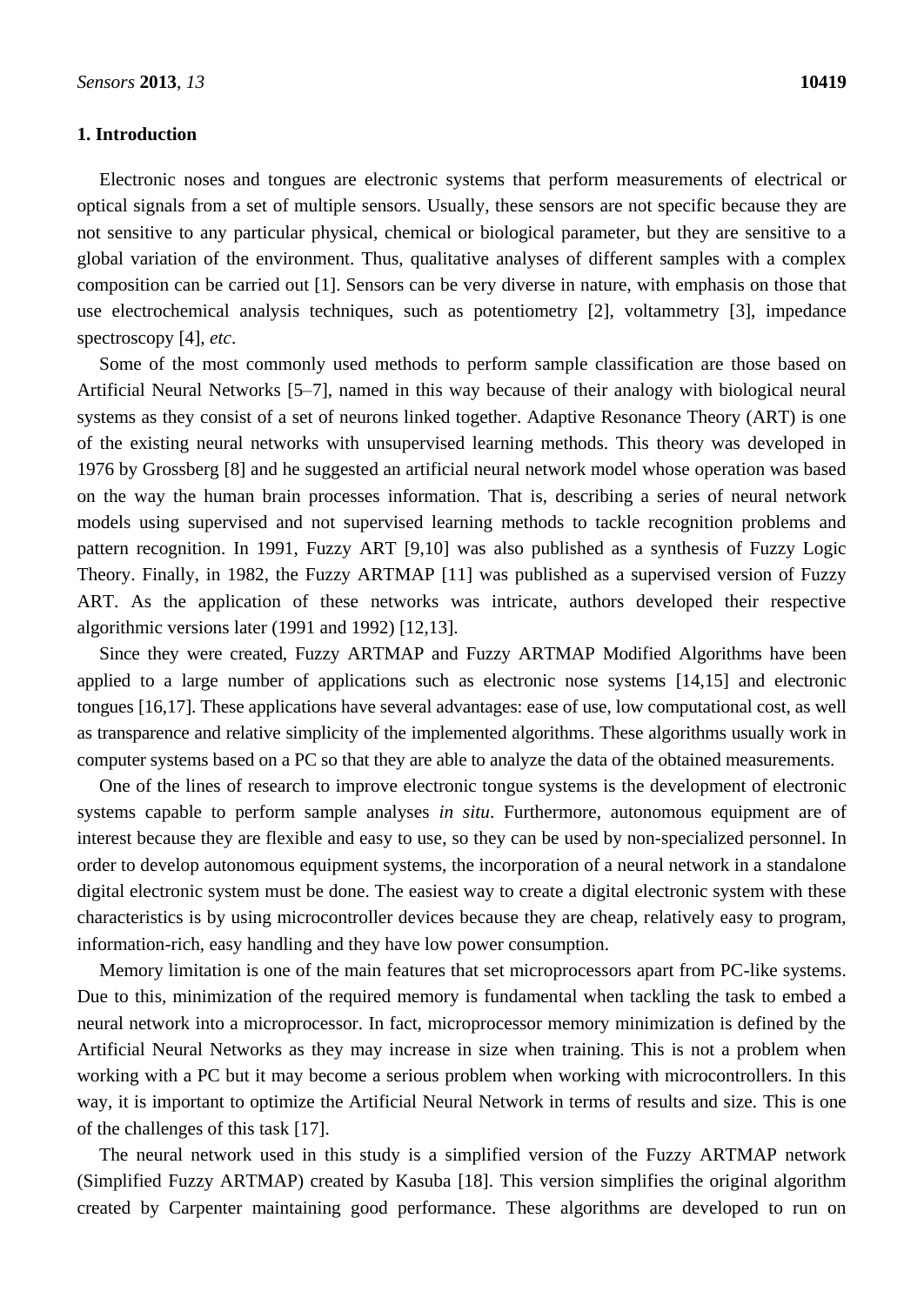## 1. Introduction

Electronic noses and tongues are electronic systems that perform measurements of electrical or optical signals from a set of multiple sensors. Usually, these sensors are not specific because they are not sensitive to any particular physical, chemical or biological parameter, but they are sensitive to a global variation of the environment. Thus, qualitative analyses of different samples with a complex composition can be carried out [1]. Sensors can be very diverse in nature, with emphasis on those that use electrochemical analysis techniques, such as potentiometry [2], voltammetry [3], impedance spectroscopy [4], *etc*.

Some of the most commonly used methods to perform sample classification are those based on Artificial Neural Networks [5–7], named in this way because of their analogy with biological neural systems as they consist of a set of neurons linked together. Adaptive Resonance Theory (ART) is one of the existing neural networks with unsupervised learning methods. This theory was developed in 1976 by Grossberg [8] and he suggested an artificial neural network model whose operation was based on the way the human brain processes information. That is, describing a series of neural network models using supervised and not supervised learning methods to tackle recognition problems and pattern recognition. In 1991, Fuzzy ART [9,10] was also published as a synthesis of Fuzzy Logic Theory. Finally, in 1982, the Fuzzy ARTMAP [11] was published as a supervised version of Fuzzy ART. As the application of these networks was intricate, authors developed their respective algorithmic versions later (1991 and 1992) [12,13].

Since they were created, Fuzzy ARTMAP and Fuzzy ARTMAP Modified Algorithms have been applied to a large number of applications such as electronic nose systems [14,15] and electronic tongues [16,17]. These applications have several advantages: ease of use, low computational cost, as well as transparence and relative simplicity of the implemented algorithms. These algorithms usually work in computer systems based on a PC so that they are able to analyze the data of the obtained measurements.

One of the lines of research to improve electronic tongue systems is the development of electronic systems capable to perform sample analyses *in situ*. Furthermore, autonomous equipment are of interest because they are flexible and easy to use, so they can be used by non-specialized personnel. In order to develop autonomous equipment systems, the incorporation of a neural network in a standalone digital electronic system must be done. The easiest way to create a digital electronic system with these characteristics is by using microcontroller devices because they are cheap, relatively easy to program, information-rich, easy handling and they have low power consumption.

Memory limitation is one of the main features that set microprocessors apart from PC-like systems. Due to this, minimization of the required memory is fundamental when tackling the task to embed a neural network into a microprocessor. In fact, microprocessor memory minimization is defined by the Artificial Neural Networks as they may increase in size when training. This is not a problem when working with a PC but it may become a serious problem when working with microcontrollers. In this way, it is important to optimize the Artificial Neural Network in terms of results and size. This is one of the challenges of this task [17].

The neural network used in this study is a simplified version of the Fuzzy ARTMAP network (Simplified Fuzzy ARTMAP) created by Kasuba [18]. This version simplifies the original algorithm created by Carpenter maintaining good performance. These algorithms are developed to run on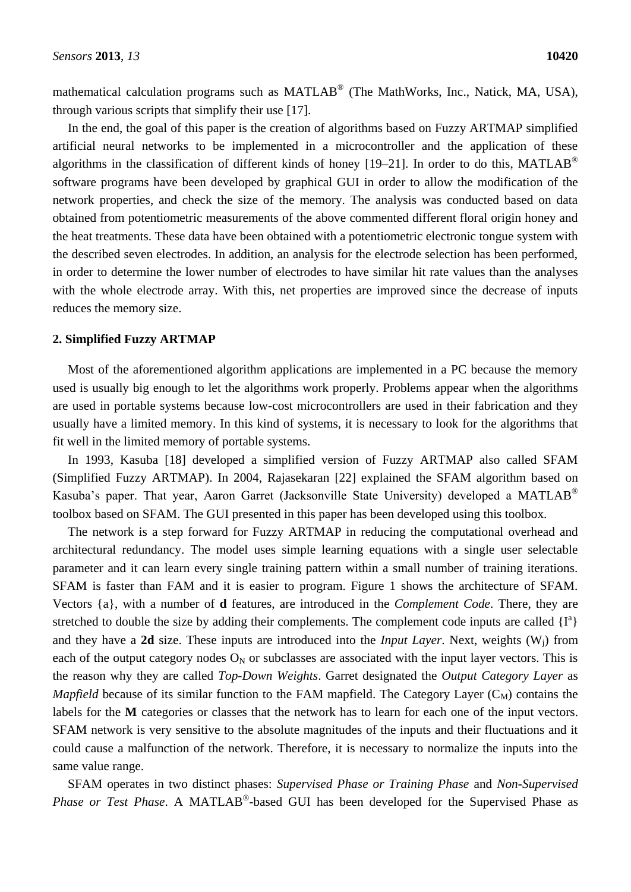mathematical calculation programs such as MATLAB® (The MathWorks, Inc., Natick, MA, USA), through various scripts that simplify their use [17].

In the end, the goal of this paper is the creation of algorithms based on Fuzzy ARTMAP simplified artificial neural networks to be implemented in a microcontroller and the application of these algorithms in the classification of different kinds of honey [19–21]. In order to do this, MATLAB® software programs have been developed by graphical GUI in order to allow the modification of the network properties, and check the size of the memory. The analysis was conducted based on data obtained from potentiometric measurements of the above commented different floral origin honey and the heat treatments. These data have been obtained with a potentiometric electronic tongue system with the described seven electrodes. In addition, an analysis for the electrode selection has been performed, in order to determine the lower number of electrodes to have similar hit rate values than the analyses with the whole electrode array. With this, net properties are improved since the decrease of inputs reduces the memory size.

## 2. Simplified Fuzzy ARTMAP

Most of the aforementioned algorithm applications are implemented in a PC because the memory used is usually big enough to let the algorithms work properly. Problems appear when the algorithms are used in portable systems because low-cost microcontrollers are used in their fabrication and they usually have a limited memory. In this kind of systems, it is necessary to look for the algorithms that fit well in the limited memory of portable systems.

In 1993, Kasuba [18] developed a simplified version of Fuzzy ARTMAP also called SFAM (Simplified Fuzzy ARTMAP). In 2004, Rajasekaran [22] explained the SFAM algorithm based on Kasuba's paper. That year, Aaron Garret (Jacksonville State University) developed a MATLAB® toolbox based on SFAM. The GUI presented in this paper has been developed using this toolbox.

The network is a step forward for Fuzzy ARTMAP in reducing the computational overhead and architectural redundancy. The model uses simple learning equations with a single user selectable parameter and it can learn every single training pattern within a small number of training iterations. SFAM is faster than FAM and it is easier to program. Figure 1 shows the architecture of SFAM. Vectors {a}, with a number of **d** features, are introduced in the *Complement Code*. There, they are stretched to double the size by adding their complements. The complement code inputs are called $\{I^a\}$ and they have a **2d** size. These inputs are introduced into the *Input Layer*. Next, weights ($W_j$) from each of the output category nodes $O_N$ or subclasses are associated with the input layer vectors. This is the reason why they are called *Top-Down Weights*. Garret designated the *Output Category Layer* as *Mapfield* because of its similar function to the FAM mapfield. The Category Layer ($C_M$) contains the labels for the **M** categories or classes that the network has to learn for each one of the input vectors. SFAM network is very sensitive to the absolute magnitudes of the inputs and their fluctuations and it could cause a malfunction of the network. Therefore, it is necessary to normalize the inputs into the same value range.

SFAM operates in two distinct phases: *Supervised Phase or Training Phase* and *Non-Supervised Phase or Test Phase*. A MATLAB®-based GUI has been developed for the Supervised Phase as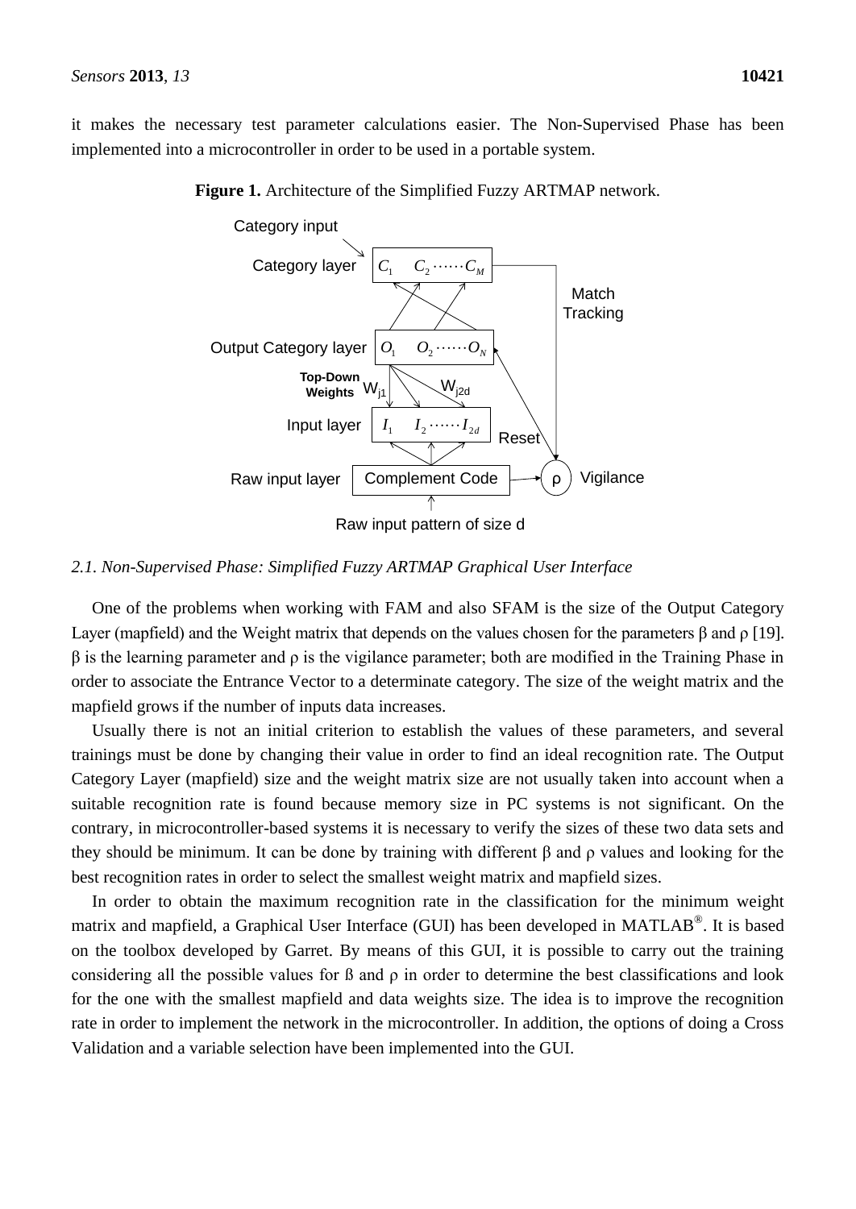it makes the necessary test parameter calculations easier. The Non-Supervised Phase has been implemented into a microcontroller in order to be used in a portable system.

**Figure 1.** Architecture of the Simplified Fuzzy ARTMAP network.

Category input

Category layer $C_1 \quad C_2 \cdots\cdots C_M$

Match Tracking

Output Category layer $O_1 \quad O_2 \cdots\cdots O_N$

Top-Down Weights $W_{j1}$ $W_{j2d}$

Input layer $I_1 \quad I_2 \cdots\cdots I_{2d}$

Reset

Raw input layer Complement Code

ρ Vigilance

Raw input pattern of size d

### *2.1. Non-Supervised Phase: Simplified Fuzzy ARTMAP Graphical User Interface*

One of the problems when working with FAM and also SFAM is the size of the Output Category Layer (mapfield) and the Weight matrix that depends on the values chosen for the parameters β and ρ [19]. β is the learning parameter and ρ is the vigilance parameter; both are modified in the Training Phase in order to associate the Entrance Vector to a determinate category. The size of the weight matrix and the mapfield grows if the number of inputs data increases.

Usually there is not an initial criterion to establish the values of these parameters, and several trainings must be done by changing their value in order to find an ideal recognition rate. The Output Category Layer (mapfield) size and the weight matrix size are not usually taken into account when a suitable recognition rate is found because memory size in PC systems is not significant. On the contrary, in microcontroller-based systems it is necessary to verify the sizes of these two data sets and they should be minimum. It can be done by training with different β and ρ values and looking for the best recognition rates in order to select the smallest weight matrix and mapfield sizes.

In order to obtain the maximum recognition rate in the classification for the minimum weight matrix and mapfield, a Graphical User Interface (GUI) has been developed in MATLAB®. It is based on the toolbox developed by Garret. By means of this GUI, it is possible to carry out the training considering all the possible values for ß and ρ in order to determine the best classifications and look for the one with the smallest mapfield and data weights size. The idea is to improve the recognition rate in order to implement the network in the microcontroller. In addition, the options of doing a Cross Validation and a variable selection have been implemented into the GUI.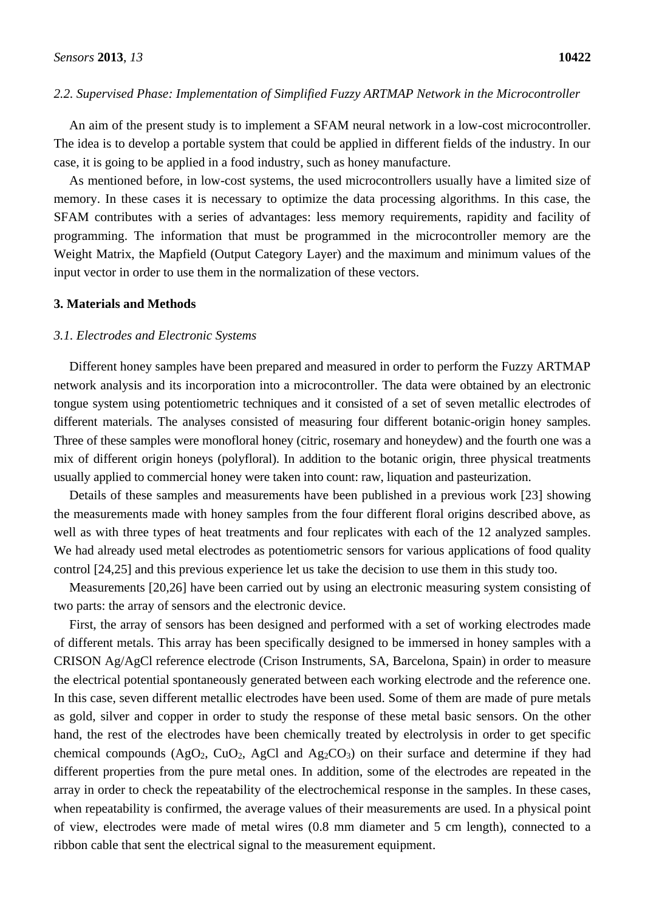### 2.2. Supervised Phase: Implementation of Simplified Fuzzy ARTMAP Network in the Microcontroller

An aim of the present study is to implement a SFAM neural network in a low-cost microcontroller. The idea is to develop a portable system that could be applied in different fields of the industry. In our case, it is going to be applied in a food industry, such as honey manufacture.

As mentioned before, in low-cost systems, the used microcontrollers usually have a limited size of memory. In these cases it is necessary to optimize the data processing algorithms. In this case, the SFAM contributes with a series of advantages: less memory requirements, rapidity and facility of programming. The information that must be programmed in the microcontroller memory are the Weight Matrix, the Mapfield (Output Category Layer) and the maximum and minimum values of the input vector in order to use them in the normalization of these vectors.

## 3. Materials and Methods

### 3.1. Electrodes and Electronic Systems

Different honey samples have been prepared and measured in order to perform the Fuzzy ARTMAP network analysis and its incorporation into a microcontroller. The data were obtained by an electronic tongue system using potentiometric techniques and it consisted of a set of seven metallic electrodes of different materials. The analyses consisted of measuring four different botanic-origin honey samples. Three of these samples were monofloral honey (citric, rosemary and honeydew) and the fourth one was a mix of different origin honeys (polyfloral). In addition to the botanic origin, three physical treatments usually applied to commercial honey were taken into count: raw, liquation and pasteurization.

Details of these samples and measurements have been published in a previous work [23] showing the measurements made with honey samples from the four different floral origins described above, as well as with three types of heat treatments and four replicates with each of the 12 analyzed samples. We had already used metal electrodes as potentiometric sensors for various applications of food quality control [24,25] and this previous experience let us take the decision to use them in this study too.

Measurements [20,26] have been carried out by using an electronic measuring system consisting of two parts: the array of sensors and the electronic device.

First, the array of sensors has been designed and performed with a set of working electrodes made of different metals. This array has been specifically designed to be immersed in honey samples with a CRISON Ag/AgCl reference electrode (Crison Instruments, SA, Barcelona, Spain) in order to measure the electrical potential spontaneously generated between each working electrode and the reference one. In this case, seven different metallic electrodes have been used. Some of them are made of pure metals as gold, silver and copper in order to study the response of these metal basic sensors. On the other hand, the rest of the electrodes have been chemically treated by electrolysis in order to get specific chemical compounds ($AgO_2$, $CuO_2$, AgCl and $Ag_2CO_3$) on their surface and determine if they had different properties from the pure metal ones. In addition, some of the electrodes are repeated in the array in order to check the repeatability of the electrochemical response in the samples. In these cases, when repeatability is confirmed, the average values of their measurements are used. In a physical point of view, electrodes were made of metal wires (0.8 mm diameter and 5 cm length), connected to a ribbon cable that sent the electrical signal to the measurement equipment.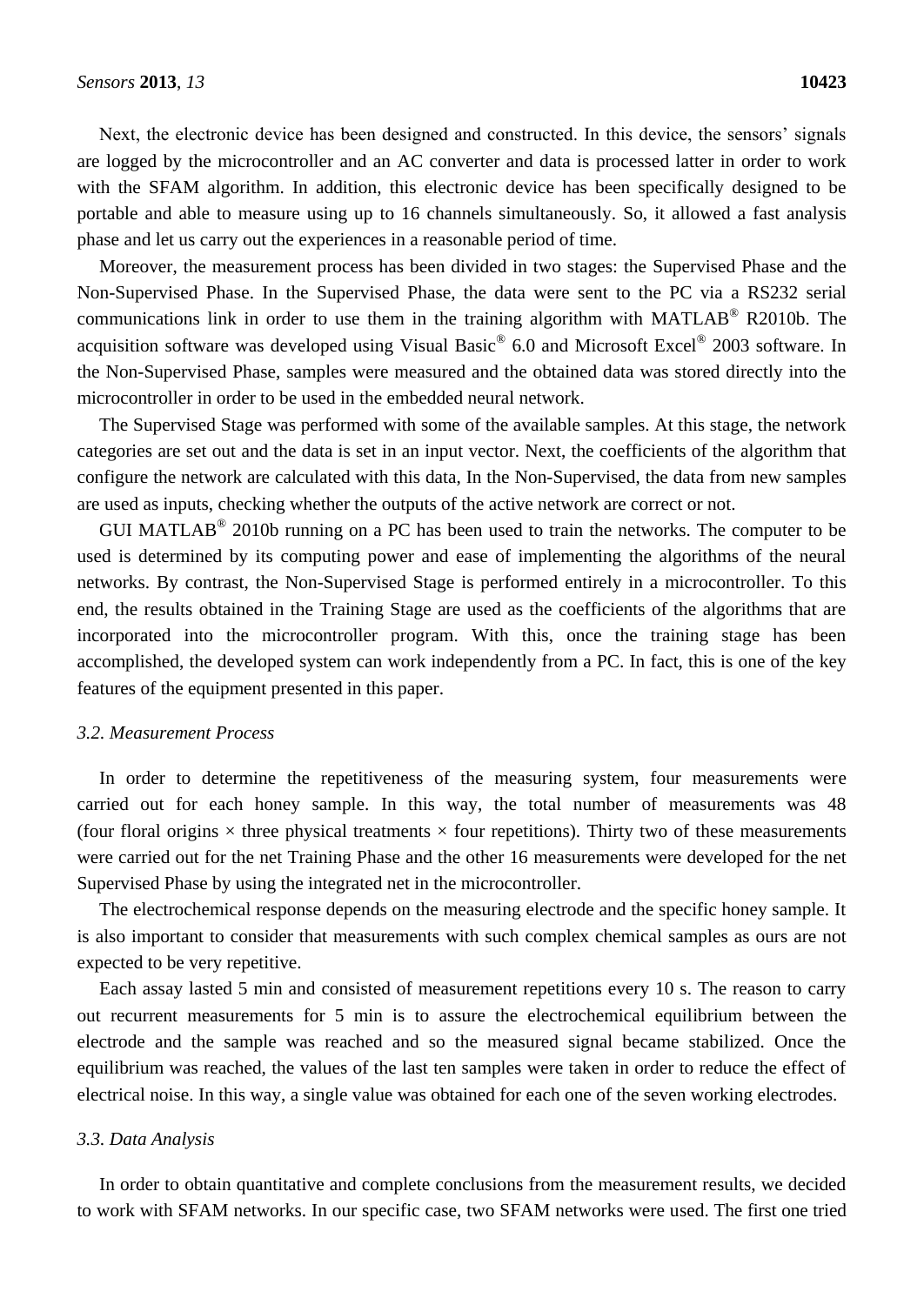Next, the electronic device has been designed and constructed. In this device, the sensors' signals are logged by the microcontroller and an AC converter and data is processed latter in order to work with the SFAM algorithm. In addition, this electronic device has been specifically designed to be portable and able to measure using up to 16 channels simultaneously. So, it allowed a fast analysis phase and let us carry out the experiences in a reasonable period of time.

Moreover, the measurement process has been divided in two stages: the Supervised Phase and the Non-Supervised Phase. In the Supervised Phase, the data were sent to the PC via a RS232 serial communications link in order to use them in the training algorithm with MATLAB® R2010b. The acquisition software was developed using Visual Basic® 6.0 and Microsoft Excel® 2003 software. In the Non-Supervised Phase, samples were measured and the obtained data was stored directly into the microcontroller in order to be used in the embedded neural network.

The Supervised Stage was performed with some of the available samples. At this stage, the network categories are set out and the data is set in an input vector. Next, the coefficients of the algorithm that configure the network are calculated with this data, In the Non-Supervised, the data from new samples are used as inputs, checking whether the outputs of the active network are correct or not.

GUI MATLAB® 2010b running on a PC has been used to train the networks. The computer to be used is determined by its computing power and ease of implementing the algorithms of the neural networks. By contrast, the Non-Supervised Stage is performed entirely in a microcontroller. To this end, the results obtained in the Training Stage are used as the coefficients of the algorithms that are incorporated into the microcontroller program. With this, once the training stage has been accomplished, the developed system can work independently from a PC. In fact, this is one of the key features of the equipment presented in this paper.

### *3.2. Measurement Process*

In order to determine the repetitiveness of the measuring system, four measurements were carried out for each honey sample. In this way, the total number of measurements was 48 (four floral origins × three physical treatments × four repetitions). Thirty two of these measurements were carried out for the net Training Phase and the other 16 measurements were developed for the net Supervised Phase by using the integrated net in the microcontroller.

The electrochemical response depends on the measuring electrode and the specific honey sample. It is also important to consider that measurements with such complex chemical samples as ours are not expected to be very repetitive.

Each assay lasted 5 min and consisted of measurement repetitions every 10 s. The reason to carry out recurrent measurements for 5 min is to assure the electrochemical equilibrium between the electrode and the sample was reached and so the measured signal became stabilized. Once the equilibrium was reached, the values of the last ten samples were taken in order to reduce the effect of electrical noise. In this way, a single value was obtained for each one of the seven working electrodes.

### *3.3. Data Analysis*

In order to obtain quantitative and complete conclusions from the measurement results, we decided to work with SFAM networks. In our specific case, two SFAM networks were used. The first one tried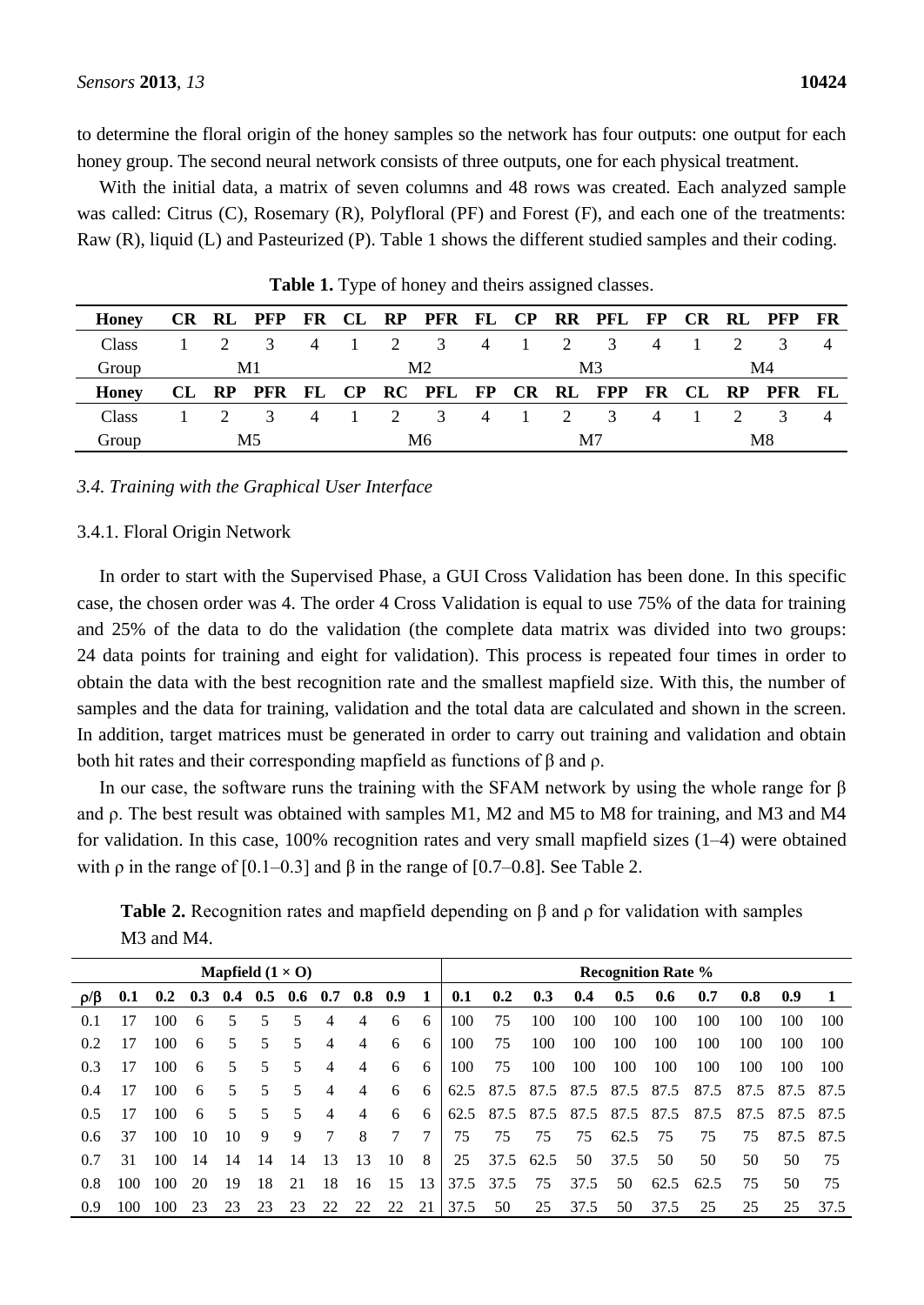to determine the floral origin of the honey samples so the network has four outputs: one output for each honey group. The second neural network consists of three outputs, one for each physical treatment.

With the initial data, a matrix of seven columns and 48 rows was created. Each analyzed sample was called: Citrus (C), Rosemary (R), Polyfloral (PF) and Forest (F), and each one of the treatments: Raw (R), liquid (L) and Pasteurized (P). Table 1 shows the different studied samples and their coding.

**Table 1.** Type of honey and theirs assigned classes.

| **Honey** | **CR** | **RL** | **PFP** | **FR** | **CL** | **RP** | **PFR** | **FL** | **CP** | **RR** | **PFL** | **FP** | **CR** | **RL** | **PFP** | **FR** |
|---|---|---|---|---|---|---|---|---|---|---|---|---|---|---|---|---|
| Class | 1 | 2 | 3 | 4 | 1 | 2 | 3 | 4 | 1 | 2 | 3 | 4 | 1 | 2 | 3 | 4 |
| Group | M1 | | | | M2 | | | | M3 | | | | M4 | | | |
| **Honey** | **CL** | **RP** | **PFR** | **FL** | **CP** | **RC** | **PFL** | **FP** | **CR** | **RL** | **FPP** | **FR** | **CL** | **RP** | **PFR** | **FL** |
| Class | 1 | 2 | 3 | 4 | 1 | 2 | 3 | 4 | 1 | 2 | 3 | 4 | 1 | 2 | 3 | 4 |
| Group | M5 | | | | M6 | | | | M7 | | | | M8 | | | |

### *3.4. Training with the Graphical User Interface*

#### 3.4.1. Floral Origin Network

In order to start with the Supervised Phase, a GUI Cross Validation has been done. In this specific case, the chosen order was 4. The order 4 Cross Validation is equal to use 75% of the data for training and 25% of the data to do the validation (the complete data matrix was divided into two groups: 24 data points for training and eight for validation). This process is repeated four times in order to obtain the data with the best recognition rate and the smallest mapfield size. With this, the number of samples and the data for training, validation and the total data are calculated and shown in the screen. In addition, target matrices must be generated in order to carry out training and validation and obtain both hit rates and their corresponding mapfield as functions of β and ρ.

In our case, the software runs the training with the SFAM network by using the whole range for β and ρ. The best result was obtained with samples M1, M2 and M5 to M8 for training, and M3 and M4 for validation. In this case, 100% recognition rates and very small mapfield sizes (1–4) were obtained with ρ in the range of [0.1–0.3] and β in the range of [0.7–0.8]. See Table 2.

**Table 2.** Recognition rates and mapfield depending on β and ρ for validation with samples M3 and M4.

| | **Mapfield (1 × O)** | | | | | | | | | | **Recognition Rate %** | | | | | | | | | |
|---|---|---|---|---|---|---|---|---|---|---|---|---|---|---|---|---|---|---|---|---|
| **ρ/β** | **0.1** | **0.2** | **0.3** | **0.4** | **0.5** | **0.6** | **0.7** | **0.8** | **0.9** | **1** | **0.1** | **0.2** | **0.3** | **0.4** | **0.5** | **0.6** | **0.7** | **0.8** | **0.9** | **1** |
| 0.1 | 17 | 100 | 6 | 5 | 5 | 5 | 4 | 4 | 6 | 6 | 100 | 75 | 100 | 100 | 100 | 100 | 100 | 100 | 100 | 100 |
| 0.2 | 17 | 100 | 6 | 5 | 5 | 5 | 4 | 4 | 6 | 6 | 100 | 75 | 100 | 100 | 100 | 100 | 100 | 100 | 100 | 100 |
| 0.3 | 17 | 100 | 6 | 5 | 5 | 5 | 4 | 4 | 6 | 6 | 100 | 75 | 100 | 100 | 100 | 100 | 100 | 100 | 100 | 100 |
| 0.4 | 17 | 100 | 6 | 5 | 5 | 5 | 4 | 4 | 6 | 6 | 62.5 | 87.5 | 87.5 | 87.5 | 87.5 | 87.5 | 87.5 | 87.5 | 87.5 | 87.5 |
| 0.5 | 17 | 100 | 6 | 5 | 5 | 5 | 4 | 4 | 6 | 6 | 62.5 | 87.5 | 87.5 | 87.5 | 87.5 | 87.5 | 87.5 | 87.5 | 87.5 | 87.5 |
| 0.6 | 37 | 100 | 10 | 10 | 9 | 9 | 7 | 8 | 7 | 7 | 75 | 75 | 75 | 75 | 62.5 | 75 | 75 | 75 | 87.5 | 87.5 |
| 0.7 | 31 | 100 | 14 | 14 | 14 | 14 | 13 | 13 | 10 | 8 | 25 | 37.5 | 62.5 | 50 | 37.5 | 50 | 50 | 50 | 50 | 75 |
| 0.8 | 100 | 100 | 20 | 19 | 18 | 21 | 18 | 16 | 15 | 13 | 37.5 | 37.5 | 75 | 37.5 | 50 | 62.5 | 62.5 | 75 | 50 | 75 |
| 0.9 | 100 | 100 | 23 | 23 | 23 | 23 | 22 | 22 | 22 | 21 | 37.5 | 50 | 25 | 37.5 | 50 | 37.5 | 25 | 25 | 25 | 37.5 |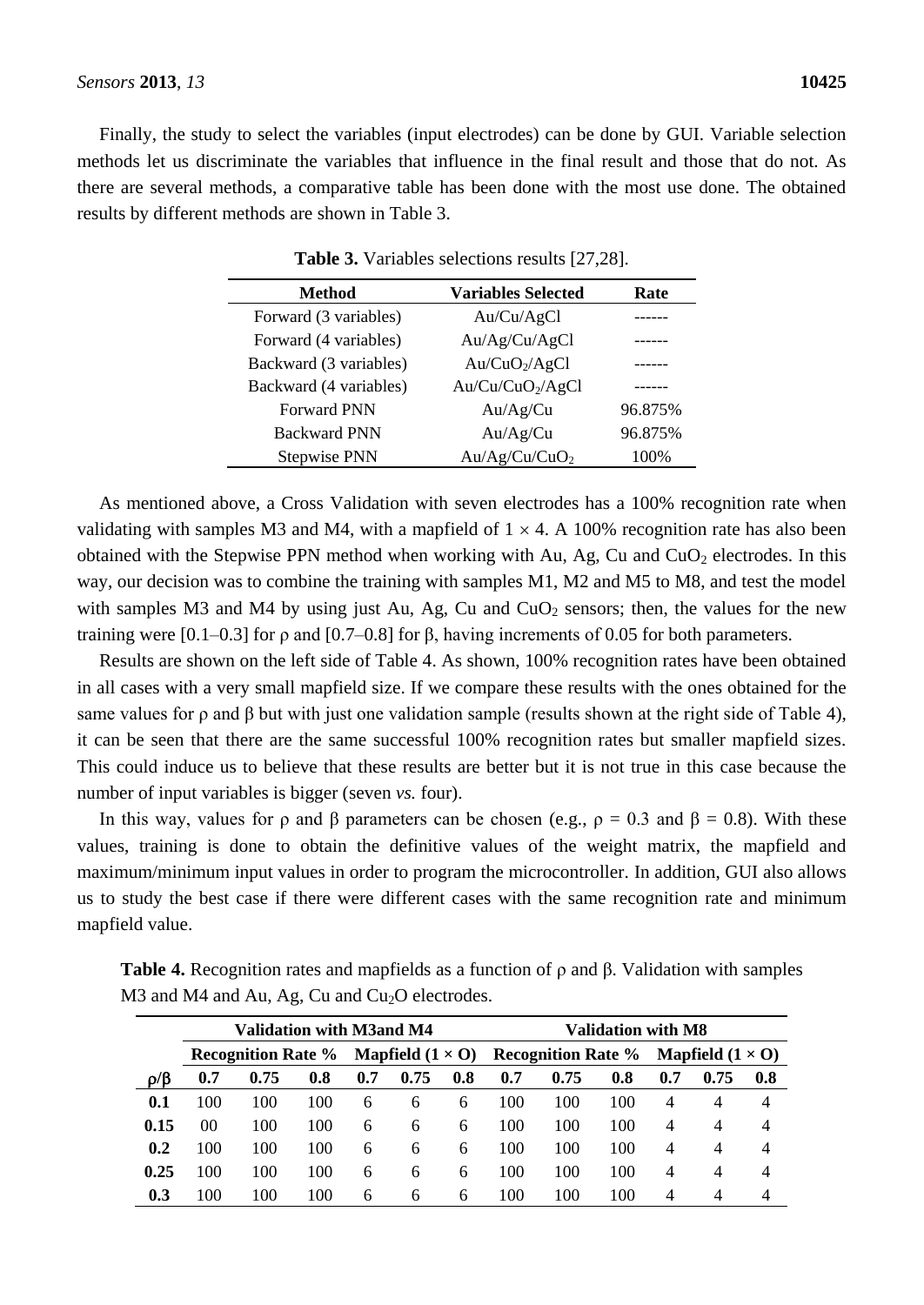Finally, the study to select the variables (input electrodes) can be done by GUI. Variable selection methods let us discriminate the variables that influence in the final result and those that do not. As there are several methods, a comparative table has been done with the most use done. The obtained results by different methods are shown in Table 3.

**Table 3.** Variables selections results [27,28].

| Method | Variables Selected | Rate |
|---|---|---|
| Forward (3 variables) | Au/Cu/AgCl | ------ |
| Forward (4 variables) | Au/Ag/Cu/AgCl | ------ |
| Backward (3 variables) | Au/$CuO_2$/AgCl | ------ |
| Backward (4 variables) | Au/Cu/$CuO_2$/AgCl | ------ |
| Forward PNN | Au/Ag/Cu | 96.875% |
| Backward PNN | Au/Ag/Cu | 96.875% |
| Stepwise PNN | Au/Ag/Cu/$CuO_2$ | 100% |

As mentioned above, a Cross Validation with seven electrodes has a 100% recognition rate when validating with samples M3 and M4, with a mapfield of $1 \times 4$. A 100% recognition rate has also been obtained with the Stepwise PPN method when working with Au, Ag, Cu and $CuO_2$ electrodes. In this way, our decision was to combine the training with samples M1, M2 and M5 to M8, and test the model with samples M3 and M4 by using just Au, Ag, Cu and $CuO_2$ sensors; then, the values for the new training were [0.1–0.3] for ρ and [0.7–0.8] for β, having increments of 0.05 for both parameters.

Results are shown on the left side of Table 4. As shown, 100% recognition rates have been obtained in all cases with a very small mapfield size. If we compare these results with the ones obtained for the same values for ρ and β but with just one validation sample (results shown at the right side of Table 4), it can be seen that there are the same successful 100% recognition rates but smaller mapfield sizes. This could induce us to believe that these results are better but it is not true in this case because the number of input variables is bigger (seven *vs.* four).

In this way, values for ρ and β parameters can be chosen (e.g., ρ = 0.3 and β = 0.8). With these values, training is done to obtain the definitive values of the weight matrix, the mapfield and maximum/minimum input values in order to program the microcontroller. In addition, GUI also allows us to study the best case if there were different cases with the same recognition rate and minimum mapfield value.

**Table 4.** Recognition rates and mapfields as a function of ρ and β. Validation with samples M3 and M4 and Au, Ag, Cu and $Cu_2O$ electrodes.

| | Validation with M3and M4 | | | | | | Validation with M8 | | | | | |
|---|---|---|---|---|---|---|---|---|---|---|---|---|
| | Recognition Rate % | | | Mapfield ($1 \times O$) | | | Recognition Rate % | | | Mapfield ($1 \times O$) | | |
| **ρ/β** | **0.7** | **0.75** | **0.8** | **0.7** | **0.75** | **0.8** | **0.7** | **0.75** | **0.8** | **0.7** | **0.75** | **0.8** |
| **0.1** | 100 | 100 | 100 | 6 | 6 | 6 | 100 | 100 | 100 | 4 | 4 | 4 |
| **0.15** | 00 | 100 | 100 | 6 | 6 | 6 | 100 | 100 | 100 | 4 | 4 | 4 |
| **0.2** | 100 | 100 | 100 | 6 | 6 | 6 | 100 | 100 | 100 | 4 | 4 | 4 |
| **0.25** | 100 | 100 | 100 | 6 | 6 | 6 | 100 | 100 | 100 | 4 | 4 | 4 |
| **0.3** | 100 | 100 | 100 | 6 | 6 | 6 | 100 | 100 | 100 | 4 | 4 | 4 |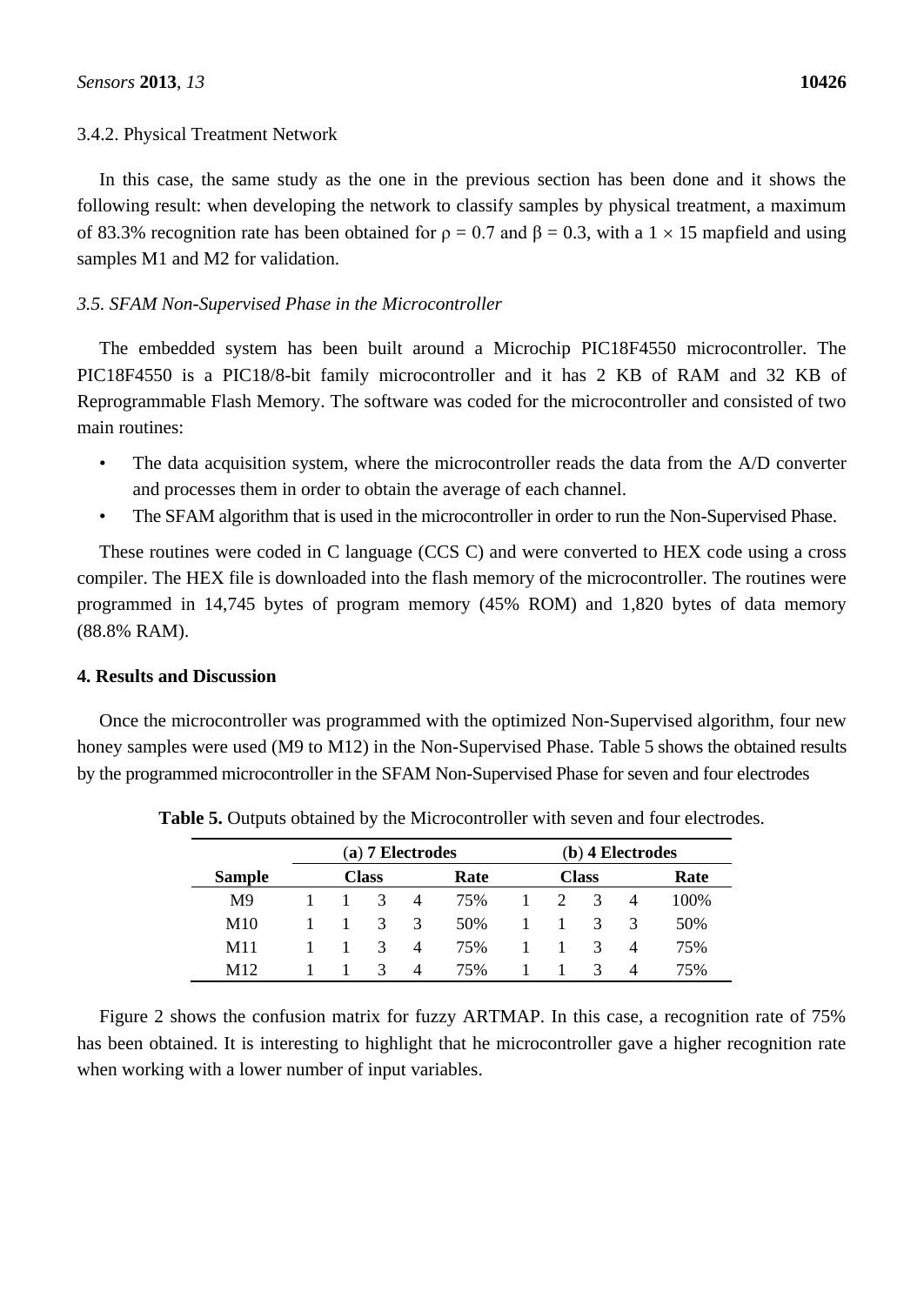3.4.2. Physical Treatment Network

In this case, the same study as the one in the previous section has been done and it shows the following result: when developing the network to classify samples by physical treatment, a maximum of 83.3% recognition rate has been obtained for $\rho = 0.7$ and $\beta = 0.3$, with a $1 \times 15$ mapfield and using samples M1 and M2 for validation.

### *3.5. SFAM Non-Supervised Phase in the Microcontroller*

The embedded system has been built around a Microchip PIC18F4550 microcontroller. The PIC18F4550 is a PIC18/8-bit family microcontroller and it has 2 KB of RAM and 32 KB of Reprogrammable Flash Memory. The software was coded for the microcontroller and consisted of two main routines:

- The data acquisition system, where the microcontroller reads the data from the A/D converter and processes them in order to obtain the average of each channel.
- The SFAM algorithm that is used in the microcontroller in order to run the Non-Supervised Phase.

These routines were coded in C language (CCS C) and were converted to HEX code using a cross compiler. The HEX file is downloaded into the flash memory of the microcontroller. The routines were programmed in 14,745 bytes of program memory (45% ROM) and 1,820 bytes of data memory (88.8% RAM).

## 4. Results and Discussion

Once the microcontroller was programmed with the optimized Non-Supervised algorithm, four new honey samples were used (M9 to M12) in the Non-Supervised Phase. Table 5 shows the obtained results by the programmed microcontroller in the SFAM Non-Supervised Phase for seven and four electrodes

**Table 5.** Outputs obtained by the Microcontroller with seven and four electrodes.

| | (a) 7 Electrodes | | | | | (b) 4 Electrodes | | | | |
|---|---|---|---|---|---|---|---|---|---|---|
| **Sample** | **Class** | | | | **Rate** | **Class** | | | | **Rate** |
| M9 | 1 | 1 | 3 | 4 | 75% | 1 | 2 | 3 | 4 | 100% |
| M10 | 1 | 1 | 3 | 3 | 50% | 1 | 1 | 3 | 3 | 50% |
| M11 | 1 | 1 | 3 | 4 | 75% | 1 | 1 | 3 | 4 | 75% |
| M12 | 1 | 1 | 3 | 4 | 75% | 1 | 1 | 3 | 4 | 75% |

Figure 2 shows the confusion matrix for fuzzy ARTMAP. In this case, a recognition rate of 75% has been obtained. It is interesting to highlight that he microcontroller gave a higher recognition rate when working with a lower number of input variables.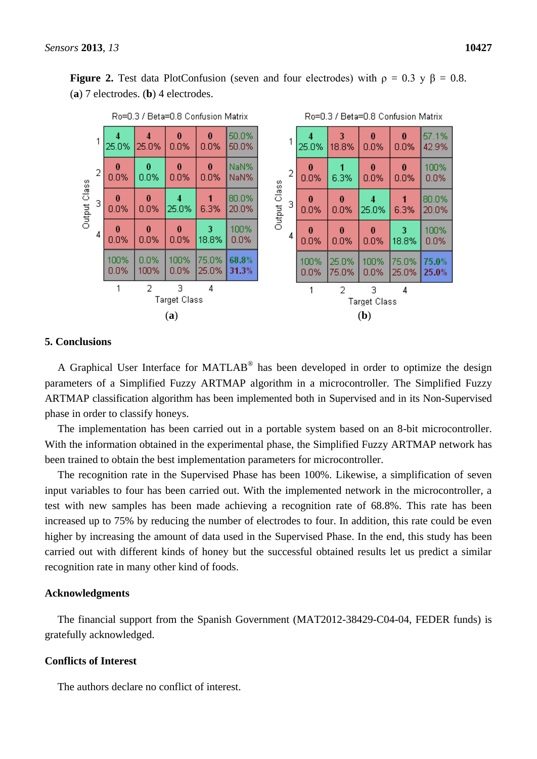**Figure 2.** Test data PlotConfusion (seven and four electrodes) with ρ = 0.3 y β = 0.8. (**a**) 7 electrodes. (**b**) 4 electrodes.

Ro=0.3 / Beta=0.8 Confusion Matrix (**a**)

| Output Class \ Target Class | 1 | 2 | 3 | 4 | |
|---|---|---|---|---|---|
| 1 | 4 25.0% | 4 25.0% | 0 0.0% | 0 0.0% | 50.0% 50.0% |
| 2 | 0 0.0% | 0 0.0% | 0 0.0% | 0 0.0% | NaN% NaN% |
| 3 | 0 0.0% | 0 0.0% | 4 25.0% | 1 6.3% | 80.0% 20.0% |
| 4 | 0 0.0% | 0 0.0% | 0 0.0% | 3 18.8% | 100% 0.0% |
| | 100% 0.0% | 0.0% 100% | 100% 0.0% | 75.0% 25.0% | 68.8% 31.3% |

Ro=0.3 / Beta=0.8 Confusion Matrix (**b**)

| Output Class \ Target Class | 1 | 2 | 3 | 4 | |
|---|---|---|---|---|---|
| 1 | 4 25.0% | 3 18.8% | 0 0.0% | 0 0.0% | 57.1% 42.9% |
| 2 | 0 0.0% | 1 6.3% | 0 0.0% | 0 0.0% | 100% 0.0% |
| 3 | 0 0.0% | 0 0.0% | 4 25.0% | 1 6.3% | 80.0% 20.0% |
| 4 | 0 0.0% | 0 0.0% | 0 0.0% | 3 18.8% | 100% 0.0% |
| | 100% 0.0% | 25.0% 75.0% | 100% 0.0% | 75.0% 25.0% | 75.0% 25.0% |

## 5. Conclusions

A Graphical User Interface for MATLAB® has been developed in order to optimize the design parameters of a Simplified Fuzzy ARTMAP algorithm in a microcontroller. The Simplified Fuzzy ARTMAP classification algorithm has been implemented both in Supervised and in its Non-Supervised phase in order to classify honeys.

The implementation has been carried out in a portable system based on an 8-bit microcontroller. With the information obtained in the experimental phase, the Simplified Fuzzy ARTMAP network has been trained to obtain the best implementation parameters for microcontroller.

The recognition rate in the Supervised Phase has been 100%. Likewise, a simplification of seven input variables to four has been carried out. With the implemented network in the microcontroller, a test with new samples has been made achieving a recognition rate of 68.8%. This rate has been increased up to 75% by reducing the number of electrodes to four. In addition, this rate could be even higher by increasing the amount of data used in the Supervised Phase. In the end, this study has been carried out with different kinds of honey but the successful obtained results let us predict a similar recognition rate in many other kind of foods.

## Acknowledgments

The financial support from the Spanish Government (MAT2012-38429-C04-04, FEDER funds) is gratefully acknowledged.

## Conflicts of Interest

The authors declare no conflict of interest.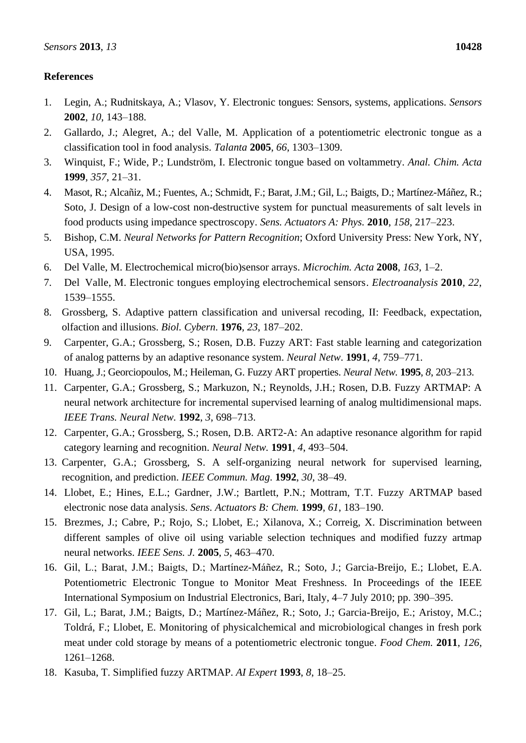## References

1. Legin, A.; Rudnitskaya, A.; Vlasov, Y. Electronic tongues: Sensors, systems, applications. *Sensors* **2002**, *10*, 143–188.
2. Gallardo, J.; Alegret, A.; del Valle, M. Application of a potentiometric electronic tongue as a classification tool in food analysis. *Talanta* **2005**, *66*, 1303–1309.
3. Winquist, F.; Wide, P.; Lundström, I. Electronic tongue based on voltammetry. *Anal. Chim. Acta* **1999**, *357*, 21–31.
4. Masot, R.; Alcañiz, M.; Fuentes, A.; Schmidt, F.; Barat, J.M.; Gil, L.; Baigts, D.; Martínez-Máñez, R.; Soto, J. Design of a low-cost non-destructive system for punctual measurements of salt levels in food products using impedance spectroscopy. *Sens. Actuators A: Phys.* **2010**, *158*, 217–223.
5. Bishop, C.M. *Neural Networks for Pattern Recognition*; Oxford University Press: New York, NY, USA, 1995.
6. Del Valle, M. Electrochemical micro(bio)sensor arrays. *Microchim. Acta* **2008**, *163*, 1–2.
7. Del Valle, M. Electronic tongues employing electrochemical sensors. *Electroanalysis* **2010**, *22*, 1539–1555.
8. Grossberg, S. Adaptive pattern classification and universal recoding, II: Feedback, expectation, olfaction and illusions. *Biol. Cybern.* **1976**, *23*, 187–202.
9. Carpenter, G.A.; Grossberg, S.; Rosen, D.B. Fuzzy ART: Fast stable learning and categorization of analog patterns by an adaptive resonance system. *Neural Netw.* **1991**, *4*, 759–771.
10. Huang, J.; Georciopoulos, M.; Heileman, G. Fuzzy ART properties. *Neural Netw.* **1995**, *8*, 203–213.
11. Carpenter, G.A.; Grossberg, S.; Markuzon, N.; Reynolds, J.H.; Rosen, D.B. Fuzzy ARTMAP: A neural network architecture for incremental supervised learning of analog multidimensional maps. *IEEE Trans. Neural Netw.* **1992**, *3*, 698–713.
12. Carpenter, G.A.; Grossberg, S.; Rosen, D.B. ART2-A: An adaptive resonance algorithm for rapid category learning and recognition. *Neural Netw.* **1991**, *4*, 493–504.
13. Carpenter, G.A.; Grossberg, S. A self-organizing neural network for supervised learning, recognition, and prediction. *IEEE Commun. Mag.* **1992**, *30*, 38–49.
14. Llobet, E.; Hines, E.L.; Gardner, J.W.; Bartlett, P.N.; Mottram, T.T. Fuzzy ARTMAP based electronic nose data analysis. *Sens. Actuators B: Chem.* **1999**, *61*, 183–190.
15. Brezmes, J.; Cabre, P.; Rojo, S.; Llobet, E.; Xilanova, X.; Correig, X. Discrimination between different samples of olive oil using variable selection techniques and modified fuzzy artmap neural networks. *IEEE Sens. J.* **2005**, *5*, 463–470.
16. Gil, L.; Barat, J.M.; Baigts, D.; Martínez-Máñez, R.; Soto, J.; Garcia-Breijo, E.; Llobet, E.A. Potentiometric Electronic Tongue to Monitor Meat Freshness. In Proceedings of the IEEE International Symposium on Industrial Electronics, Bari, Italy, 4–7 July 2010; pp. 390–395.
17. Gil, L.; Barat, J.M.; Baigts, D.; Martínez-Máñez, R.; Soto, J.; Garcia-Breijo, E.; Aristoy, M.C.; Toldrá, F.; Llobet, E. Monitoring of physicalchemical and microbiological changes in fresh pork meat under cold storage by means of a potentiometric electronic tongue. *Food Chem.* **2011**, *126*, 1261–1268.
18. Kasuba, T. Simplified fuzzy ARTMAP. *AI Expert* **1993**, *8*, 18–25.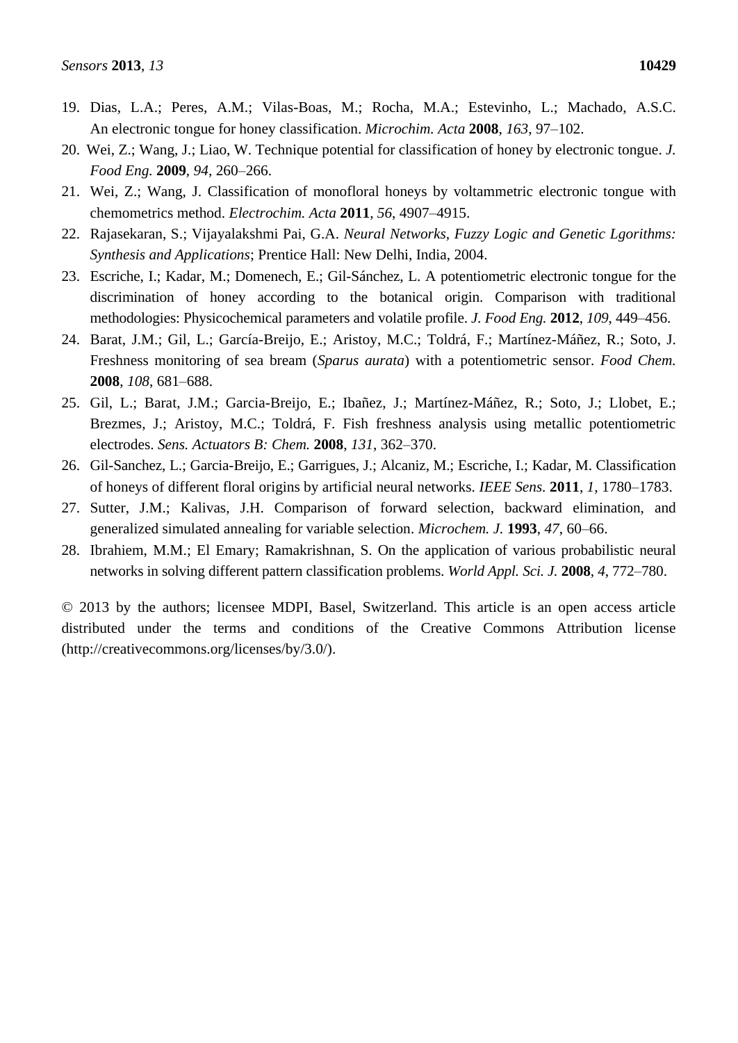19. Dias, L.A.; Peres, A.M.; Vilas-Boas, M.; Rocha, M.A.; Estevinho, L.; Machado, A.S.C. An electronic tongue for honey classification. *Microchim. Acta* **2008**, *163*, 97–102.
20. Wei, Z.; Wang, J.; Liao, W. Technique potential for classification of honey by electronic tongue. *J. Food Eng.* **2009**, *94*, 260–266.
21. Wei, Z.; Wang, J. Classification of monofloral honeys by voltammetric electronic tongue with chemometrics method. *Electrochim. Acta* **2011**, *56*, 4907–4915.
22. Rajasekaran, S.; Vijayalakshmi Pai, G.A. *Neural Networks, Fuzzy Logic and Genetic Lgorithms: Synthesis and Applications*; Prentice Hall: New Delhi, India, 2004.
23. Escriche, I.; Kadar, M.; Domenech, E.; Gil-Sánchez, L. A potentiometric electronic tongue for the discrimination of honey according to the botanical origin. Comparison with traditional methodologies: Physicochemical parameters and volatile profile. *J. Food Eng.* **2012**, *109*, 449–456.
24. Barat, J.M.; Gil, L.; García-Breijo, E.; Aristoy, M.C.; Toldrá, F.; Martínez-Máñez, R.; Soto, J. Freshness monitoring of sea bream (*Sparus aurata*) with a potentiometric sensor. *Food Chem.* **2008**, *108*, 681–688.
25. Gil, L.; Barat, J.M.; Garcia-Breijo, E.; Ibañez, J.; Martínez-Máñez, R.; Soto, J.; Llobet, E.; Brezmes, J.; Aristoy, M.C.; Toldrá, F. Fish freshness analysis using metallic potentiometric electrodes. *Sens. Actuators B: Chem.* **2008**, *131*, 362–370.
26. Gil-Sanchez, L.; Garcia-Breijo, E.; Garrigues, J.; Alcaniz, M.; Escriche, I.; Kadar, M. Classification of honeys of different floral origins by artificial neural networks. *IEEE Sens.* **2011**, *1*, 1780–1783.
27. Sutter, J.M.; Kalivas, J.H. Comparison of forward selection, backward elimination, and generalized simulated annealing for variable selection. *Microchem. J.* **1993**, *47*, 60–66.
28. Ibrahiem, M.M.; El Emary; Ramakrishnan, S. On the application of various probabilistic neural networks in solving different pattern classification problems. *World Appl. Sci. J.* **2008**, *4*, 772–780.

© 2013 by the authors; licensee MDPI, Basel, Switzerland. This article is an open access article distributed under the terms and conditions of the Creative Commons Attribution license (http://creativecommons.org/licenses/by/3.0/).